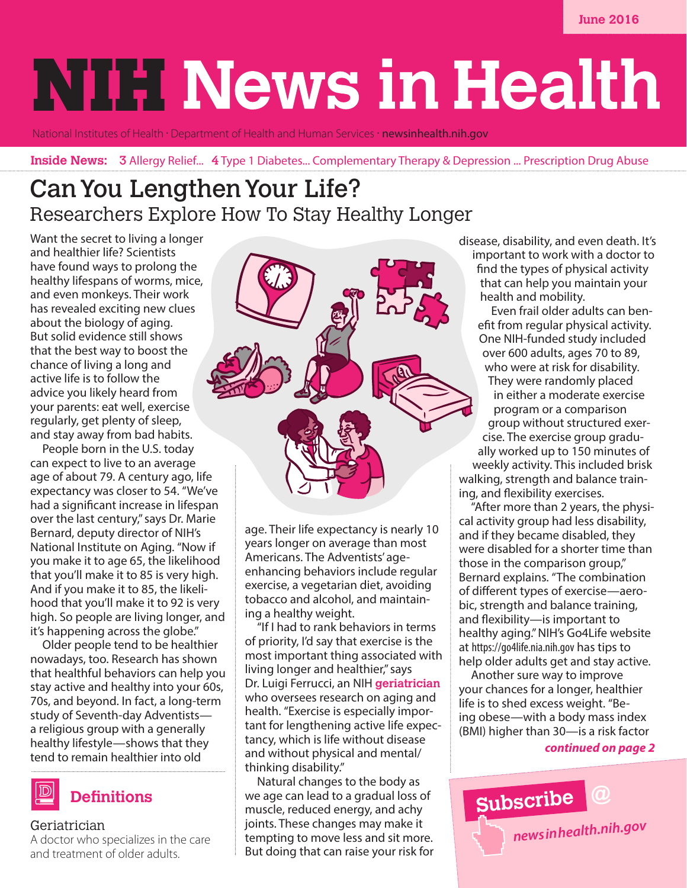June 2016

# NIH News in Health

National Institutes of Health · Department of Health and Human Services · newsinhealth.nih.gov

**Inside News:** 3 Allergy Relief... 4 Type 1 Diabetes... Complementary Therapy & Depression ... Prescription Drug Abuse

## Can You Lengthen Your Life?

### Researchers Explore How To Stay Healthy Longer

Want the secret to living a longer and healthier life? Scientists have found ways to prolong the healthy lifespans of worms, mice, and even monkeys. Their work has revealed exciting new clues about the biology of aging. But solid evidence still shows that the best way to boost the chance of living a long and active life is to follow the advice you likely heard from your parents: eat well, exercise regularly, get plenty of sleep, and stay away from bad habits.

People born in the U.S. today can expect to live to an average age of about 79. A century ago, life expectancy was closer to 54. "We've had a significant increase in lifespan over the last century," says Dr. Marie Bernard, deputy director of NIH's National Institute on Aging. "Now if you make it to age 65, the likelihood that you'll make it to 85 is very high. And if you make it to 85, the likelihood that you'll make it to 92 is very high. So people are living longer, and it's happening across the globe."

Older people tend to be healthier nowadays, too. Research has shown that healthful behaviors can help you stay active and healthy into your 60s, 70s, and beyond. In fact, a long-term study of Seventh-day Adventists—a religious group with a generally healthy lifestyle—shows that they tend to remain healthier into old age. Their life expectancy is nearly 10 years longer on average than most Americans. The Adventists' age-enhancing behaviors include regular exercise, a vegetarian diet, avoiding tobacco and alcohol, and maintaining a healthy weight.

"If I had to rank behaviors in terms of priority, I'd say that exercise is the most important thing associated with living longer and healthier," says Dr. Luigi Ferrucci, an NIH **geriatrician** who oversees research on aging and health. "Exercise is especially important for lengthening active life expectancy, which is life without disease and without physical and mental/thinking disability."

Natural changes to the body as we age can lead to a gradual loss of muscle, reduced energy, and achy joints. These changes may make it tempting to move less and sit more. But doing that can raise your risk for disease, disability, and even death. It's important to work with a doctor to find the types of physical activity that can help you maintain your health and mobility.

Even frail older adults can benefit from regular physical activity. One NIH-funded study included over 600 adults, ages 70 to 89, who were at risk for disability. They were randomly placed in either a moderate exercise program or a comparison group without structured exercise. The exercise group gradually worked up to 150 minutes of weekly activity. This included brisk walking, strength and balance training, and flexibility exercises.

"After more than 2 years, the physical activity group had less disability, and if they became disabled, they were disabled for a shorter time than those in the comparison group," Bernard explains. "The combination of different types of exercise—aerobic, strength and balance training, and flexibility—is important to healthy aging." NIH's Go4Life website at https://go4life.nia.nih.gov has tips to help older adults get and stay active.

Another sure way to improve your chances for a longer, healthier life is to shed excess weight. "Being obese—with a body mass index (BMI) higher than 30—is a risk factor

***continued on page 2***

### Definitions

**Geriatrician**
A doctor who specializes in the care and treatment of older adults.

**Subscribe @ newsinhealth.nih.gov**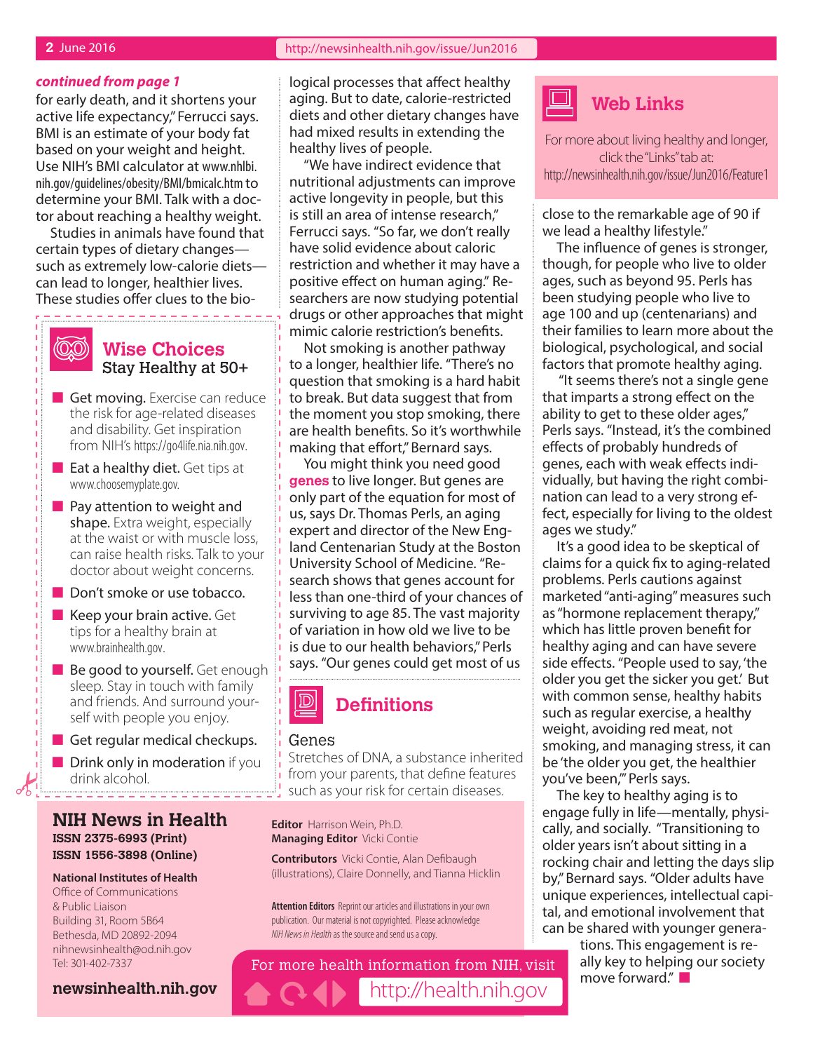*continued from page 1*

for early death, and it shortens your active life expectancy," Ferrucci says. BMI is an estimate of your body fat based on your weight and height. Use NIH's BMI calculator at www.nhlbi.nih.gov/guidelines/obesity/BMI/bmicalc.htm to determine your BMI. Talk with a doctor about reaching a healthy weight.

Studies in animals have found that certain types of dietary changes—such as extremely low-calorie diets—can lead to longer, healthier lives. These studies offer clues to the biological processes that affect healthy aging. But to date, calorie-restricted diets and other dietary changes have had mixed results in extending the healthy lives of people.

"We have indirect evidence that nutritional adjustments can improve active longevity in people, but this is still an area of intense research," Ferrucci says. "So far, we don't really have solid evidence about caloric restriction and whether it may have a positive effect on human aging." Researchers are now studying potential drugs or other approaches that might mimic calorie restriction's benefits.

Not smoking is another pathway to a longer, healthier life. "There's no question that smoking is a hard habit to break. But data suggest that from the moment you stop smoking, there are health benefits. So it's worthwhile making that effort," Bernard says.

You might think you need good **genes** to live longer. But genes are only part of the equation for most of us, says Dr. Thomas Perls, an aging expert and director of the New England Centenarian Study at the Boston University School of Medicine. "Research shows that genes account for less than one-third of your chances of surviving to age 85. The vast majority of variation in how old we live to be is due to our health behaviors," Perls says. "Our genes could get most of us close to the remarkable age of 90 if we lead a healthy lifestyle."

The influence of genes is stronger, though, for people who live to older ages, such as beyond 95. Perls has been studying people who live to age 100 and up (centenarians) and their families to learn more about the biological, psychological, and social factors that promote healthy aging.

"It seems there's not a single gene that imparts a strong effect on the ability to get to these older ages," Perls says. "Instead, it's the combined effects of probably hundreds of genes, each with weak effects individually, but having the right combination can lead to a very strong effect, especially for living to the oldest ages we study."

It's a good idea to be skeptical of claims for a quick fix to aging-related problems. Perls cautions against marketed "anti-aging" measures such as "hormone replacement therapy," which has little proven benefit for healthy aging and can have severe side effects. "People used to say, 'the older you get the sicker you get.' But with common sense, healthy habits such as regular exercise, a healthy weight, avoiding red meat, not smoking, and managing stress, it can be 'the older you get, the healthier you've been,'" Perls says.

The key to healthy aging is to engage fully in life—mentally, physically, and socially. "Transitioning to older years isn't about sitting in a rocking chair and letting the days slip by," Bernard says. "Older adults have unique experiences, intellectual capital, and emotional involvement that can be shared with younger generations. This engagement is really key to helping our society move forward." ■

## Wise Choices
### Stay Healthy at 50+

- **Get moving.** Exercise can reduce the risk for age-related diseases and disability. Get inspiration from NIH's https://go4life.nia.nih.gov.
- **Eat a healthy diet.** Get tips at www.choosemyplate.gov.
- **Pay attention to weight and shape.** Extra weight, especially at the waist or with muscle loss, can raise health risks. Talk to your doctor about weight concerns.
- **Don't smoke or use tobacco.**
- **Keep your brain active.** Get tips for a healthy brain at www.brainhealth.gov.
- **Be good to yourself.** Get enough sleep. Stay in touch with family and friends. And surround yourself with people you enjoy.
- **Get regular medical checkups.**
- **Drink only in moderation** if you drink alcohol.

## Definitions

**Genes**
Stretches of DNA, a substance inherited from your parents, that define features such as your risk for certain diseases.

## Web Links

For more about living healthy and longer, click the "Links" tab at: http://newsinhealth.nih.gov/issue/Jun2016/Feature1

---

**NIH News in Health**
**ISSN 2375-6993 (Print)**
**ISSN 1556-3898 (Online)**

**National Institutes of Health**
Office of Communications & Public Liaison
Building 31, Room 5B64
Bethesda, MD 20892-2094
nihnewsinhealth@od.nih.gov
Tel: 301-402-7337

**newsinhealth.nih.gov**

**Editor** Harrison Wein, Ph.D.
**Managing Editor** Vicki Contie

**Contributors** Vicki Contie, Alan Defibaugh (illustrations), Claire Donnelly, and Tianna Hicklin

**Attention Editors** Reprint our articles and illustrations in your own publication. Our material is not copyrighted. Please acknowledge *NIH News in Health* as the source and send us a copy.

For more health information from NIH, visit http://health.nih.gov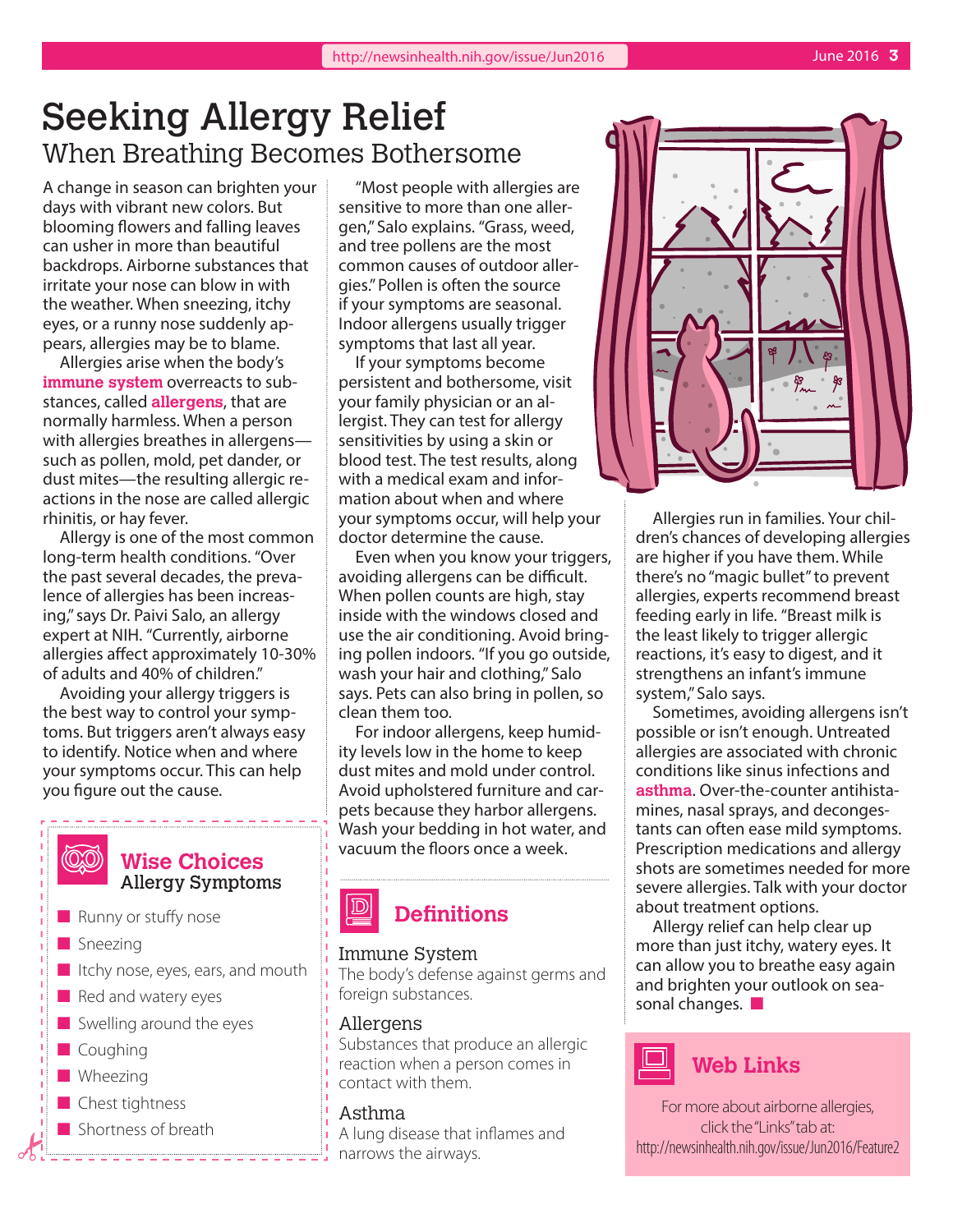# Seeking Allergy Relief

## When Breathing Becomes Bothersome

A change in season can brighten your days with vibrant new colors. But blooming flowers and falling leaves can usher in more than beautiful backdrops. Airborne substances that irritate your nose can blow in with the weather. When sneezing, itchy eyes, or a runny nose suddenly appears, allergies may be to blame.

Allergies arise when the body's **immune system** overreacts to substances, called **allergens**, that are normally harmless. When a person with allergies breathes in allergens—such as pollen, mold, pet dander, or dust mites—the resulting allergic reactions in the nose are called allergic rhinitis, or hay fever.

Allergy is one of the most common long-term health conditions. "Over the past several decades, the prevalence of allergies has been increasing," says Dr. Paivi Salo, an allergy expert at NIH. "Currently, airborne allergies affect approximately 10-30% of adults and 40% of children."

Avoiding your allergy triggers is the best way to control your symptoms. But triggers aren't always easy to identify. Notice when and where your symptoms occur. This can help you figure out the cause.

"Most people with allergies are sensitive to more than one allergen," Salo explains. "Grass, weed, and tree pollens are the most common causes of outdoor allergies." Pollen is often the source if your symptoms are seasonal. Indoor allergens usually trigger symptoms that last all year.

If your symptoms become persistent and bothersome, visit your family physician or an allergist. They can test for allergy sensitivities by using a skin or blood test. The test results, along with a medical exam and information about when and where your symptoms occur, will help your doctor determine the cause.

Even when you know your triggers, avoiding allergens can be difficult. When pollen counts are high, stay inside with the windows closed and use the air conditioning. Avoid bringing pollen indoors. "If you go outside, wash your hair and clothing," Salo says. Pets can also bring in pollen, so clean them too.

For indoor allergens, keep humidity levels low in the home to keep dust mites and mold under control. Avoid upholstered furniture and carpets because they harbor allergens. Wash your bedding in hot water, and vacuum the floors once a week.

Allergies run in families. Your children's chances of developing allergies are higher if you have them. While there's no "magic bullet" to prevent allergies, experts recommend breast feeding early in life. "Breast milk is the least likely to trigger allergic reactions, it's easy to digest, and it strengthens an infant's immune system," Salo says.

Sometimes, avoiding allergens isn't possible or isn't enough. Untreated allergies are associated with chronic conditions like sinus infections and **asthma**. Over-the-counter antihistamines, nasal sprays, and decongestants can often ease mild symptoms. Prescription medications and allergy shots are sometimes needed for more severe allergies. Talk with your doctor about treatment options.

Allergy relief can help clear up more than just itchy, watery eyes. It can allow you to breathe easy again and brighten your outlook on seasonal changes.

### Wise Choices
**Allergy Symptoms**

- Runny or stuffy nose
- Sneezing
- Itchy nose, eyes, ears, and mouth
- Red and watery eyes
- Swelling around the eyes
- Coughing
- Wheezing
- Chest tightness
- Shortness of breath

### Definitions

**Immune System**
The body's defense against germs and foreign substances.

**Allergens**
Substances that produce an allergic reaction when a person comes in contact with them.

**Asthma**
A lung disease that inflames and narrows the airways.

### Web Links

For more about airborne allergies, click the "Links" tab at:
http://newsinhealth.nih.gov/issue/Jun2016/Feature2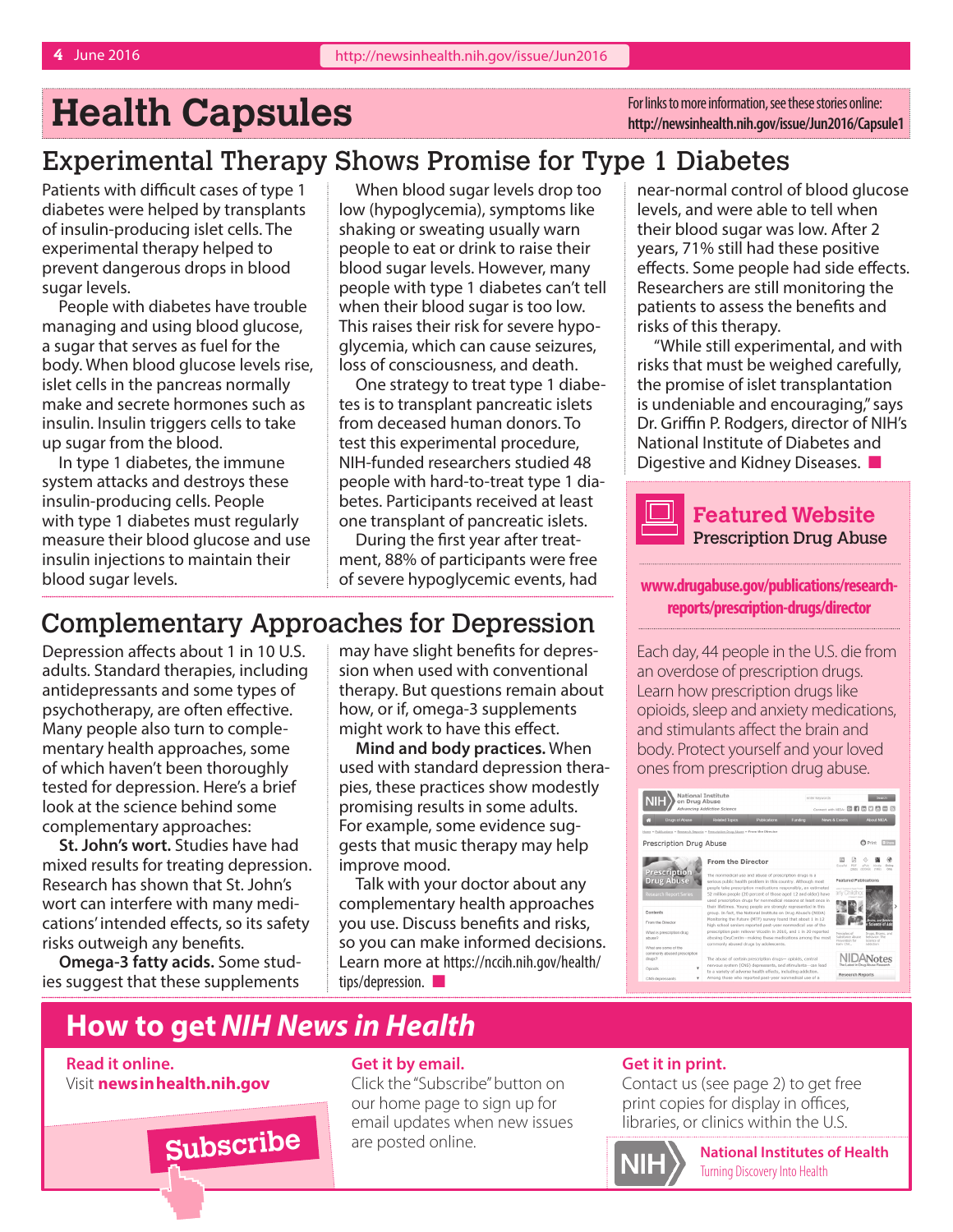# Health Capsules

For links to more information, see these stories online: http://newsinhealth.nih.gov/issue/Jun2016/Capsule1

## Experimental Therapy Shows Promise for Type 1 Diabetes

Patients with difficult cases of type 1 diabetes were helped by transplants of insulin-producing islet cells. The experimental therapy helped to prevent dangerous drops in blood sugar levels.

People with diabetes have trouble managing and using blood glucose, a sugar that serves as fuel for the body. When blood glucose levels rise, islet cells in the pancreas normally make and secrete hormones such as insulin. Insulin triggers cells to take up sugar from the blood.

In type 1 diabetes, the immune system attacks and destroys these insulin-producing cells. People with type 1 diabetes must regularly measure their blood glucose and use insulin injections to maintain their blood sugar levels.

When blood sugar levels drop too low (hypoglycemia), symptoms like shaking or sweating usually warn people to eat or drink to raise their blood sugar levels. However, many people with type 1 diabetes can't tell when their blood sugar is too low. This raises their risk for severe hypoglycemia, which can cause seizures, loss of consciousness, and death.

One strategy to treat type 1 diabetes is to transplant pancreatic islets from deceased human donors. To test this experimental procedure, NIH-funded researchers studied 48 people with hard-to-treat type 1 diabetes. Participants received at least one transplant of pancreatic islets.

During the first year after treatment, 88% of participants were free of severe hypoglycemic events, had near-normal control of blood glucose levels, and were able to tell when their blood sugar was low. After 2 years, 71% still had these positive effects. Some people had side effects. Researchers are still monitoring the patients to assess the benefits and risks of this therapy.

"While still experimental, and with risks that must be weighed carefully, the promise of islet transplantation is undeniable and encouraging," says Dr. Griffin P. Rodgers, director of NIH's National Institute of Diabetes and Digestive and Kidney Diseases. ■

## Complementary Approaches for Depression

Depression affects about 1 in 10 U.S. adults. Standard therapies, including antidepressants and some types of psychotherapy, are often effective. Many people also turn to complementary health approaches, some of which haven't been thoroughly tested for depression. Here's a brief look at the science behind some complementary approaches:

**St. John's wort.** Studies have had mixed results for treating depression. Research has shown that St. John's wort can interfere with many medications' intended effects, so its safety risks outweigh any benefits.

**Omega-3 fatty acids.** Some studies suggest that these supplements may have slight benefits for depression when used with conventional therapy. But questions remain about how, or if, omega-3 supplements might work to have this effect.

**Mind and body practices.** When used with standard depression therapies, these practices show modestly promising results in some studies. For example, some evidence suggests that music therapy may help improve mood.

Talk with your doctor about any complementary health approaches you use. Discuss benefits and risks, so you can make informed decisions. Learn more at https://nccih.nih.gov/health/tips/depression. ■

## Featured Website

### Prescription Drug Abuse

www.drugabuse.gov/publications/research-reports/prescription-drugs/director

Each day, 44 people in the U.S. die from an overdose of prescription drugs. Learn how prescription drugs like opioids, sleep and anxiety medications, and stimulants affect the brain and body. Protect yourself and your loved ones from prescription drug abuse.

## How to get *NIH News in Health*

**Read it online.**
Visit **newsinhealth.nih.gov**

Subscribe

**Get it by email.**
Click the "Subscribe" button on our home page to sign up for email updates when new issues are posted online.

**Get it in print.**
Contact us (see page 2) to get free print copies for display in offices, libraries, or clinics within the U.S.

National Institutes of Health
Turning Discovery Into Health